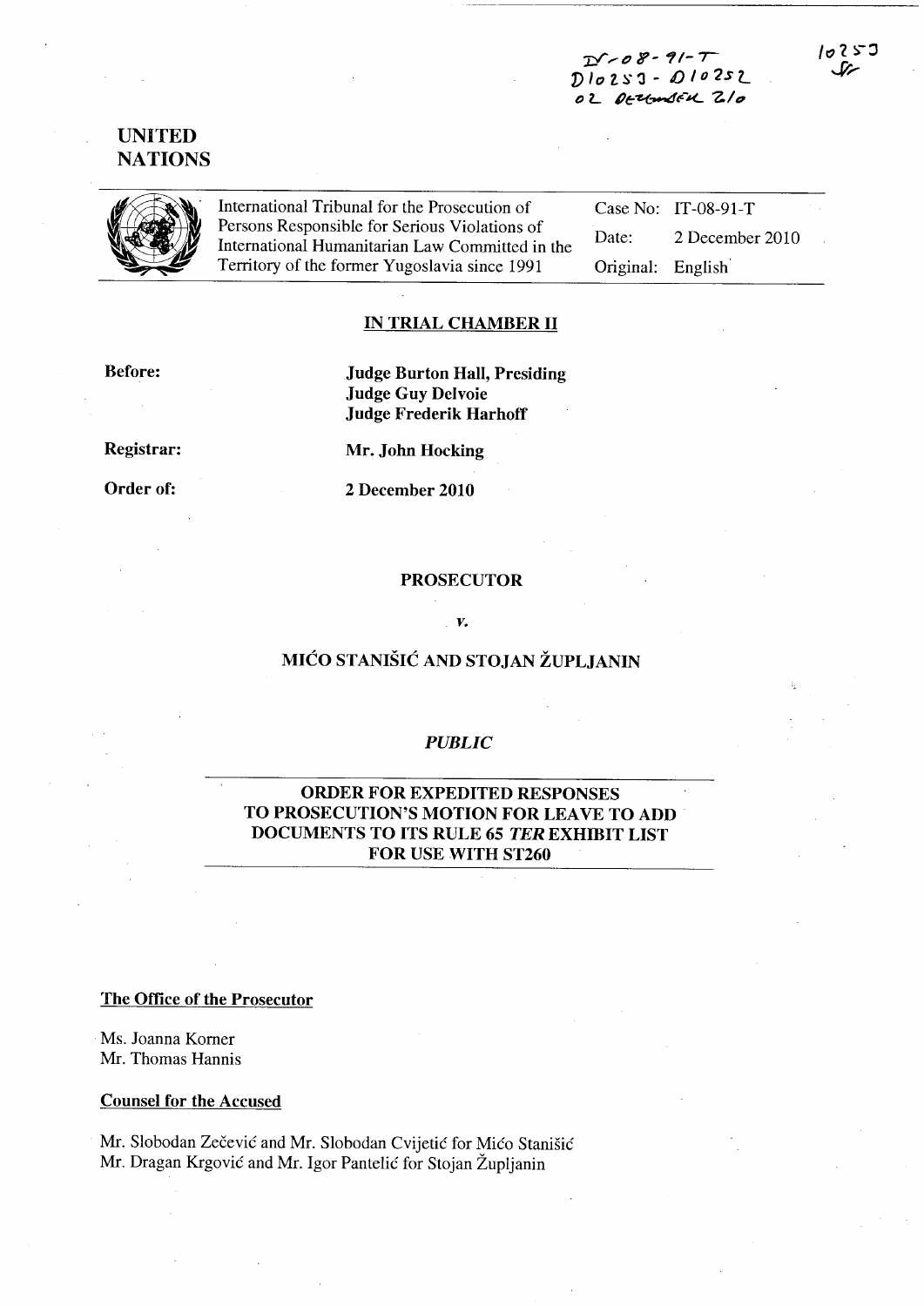IT-08-91-T
D10253 - D10252
02 DECEMBER 2010

10253
SF

**UNITED NATIONS**

| International Tribunal for the Prosecution of Persons Responsible for Serious Violations of International Humanitarian Law Committed in the Territory of the former Yugoslavia since 1991 | Case No: | IT-08-91-T |
|---|---|---|
| | Date: | 2 December 2010 |
| | Original: | English |

## IN TRIAL CHAMBER II

**Before:** **Judge Burton Hall, Presiding**
**Judge Guy Delvoie**
**Judge Frederik Harhoff**

**Registrar:** **Mr. John Hocking**

**Order of:** **2 December 2010**

**PROSECUTOR**

*v.*

**MIĆO STANIŠIĆ AND STOJAN ŽUPLJANIN**

***PUBLIC***

## ORDER FOR EXPEDITED RESPONSES TO PROSECUTION'S MOTION FOR LEAVE TO ADD DOCUMENTS TO ITS RULE 65 *TER* EXHIBIT LIST FOR USE WITH ST260

**The Office of the Prosecutor**

Ms. Joanna Korner
Mr. Thomas Hannis

**Counsel for the Accused**

Mr. Slobodan Zečević and Mr. Slobodan Cvijetić for Mićo Stanišić
Mr. Dragan Krgović and Mr. Igor Pantelić for Stojan Župljanin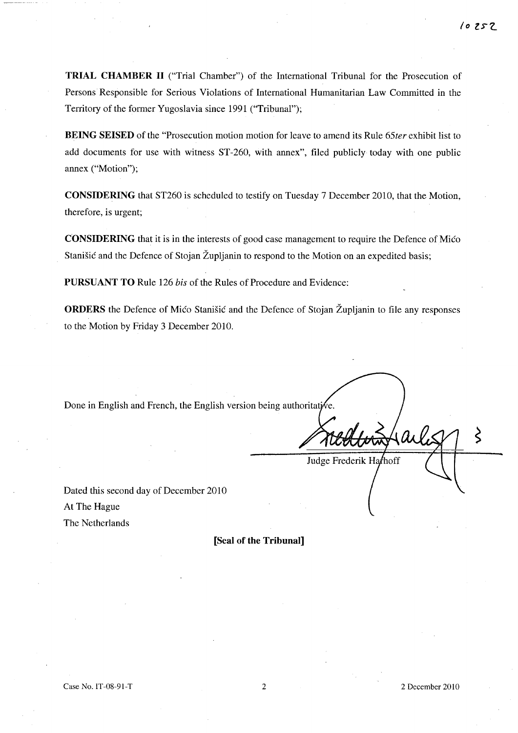**TRIAL CHAMBER II** ("Trial Chamber") of the International Tribunal for the Prosecution of Persons Responsible for Serious Violations of International Humanitarian Law Committed in the Territory of the former Yugoslavia since 1991 ("Tribunal");

**BEING SEISED** of the "Prosecution motion motion for leave to amend its Rule 65*ter* exhibit list to add documents for use with witness ST-260, with annex", filed publicly today with one public annex ("Motion");

**CONSIDERING** that ST260 is scheduled to testify on Tuesday 7 December 2010, that the Motion, therefore, is urgent;

**CONSIDERING** that it is in the interests of good case management to require the Defence of Mićo Stanišić and the Defence of Stojan Župljanin to respond to the Motion on an expedited basis;

**PURSUANT TO** Rule 126 *bis* of the Rules of Procedure and Evidence:

**ORDERS** the Defence of Mićo Stanišić and the Defence of Stojan Župljanin to file any responses to the Motion by Friday 3 December 2010.

Done in English and French, the English version being authoritative.

Judge Frederik Harhoff

Dated this second day of December 2010
At The Hague
The Netherlands

**[Seal of the Tribunal]**